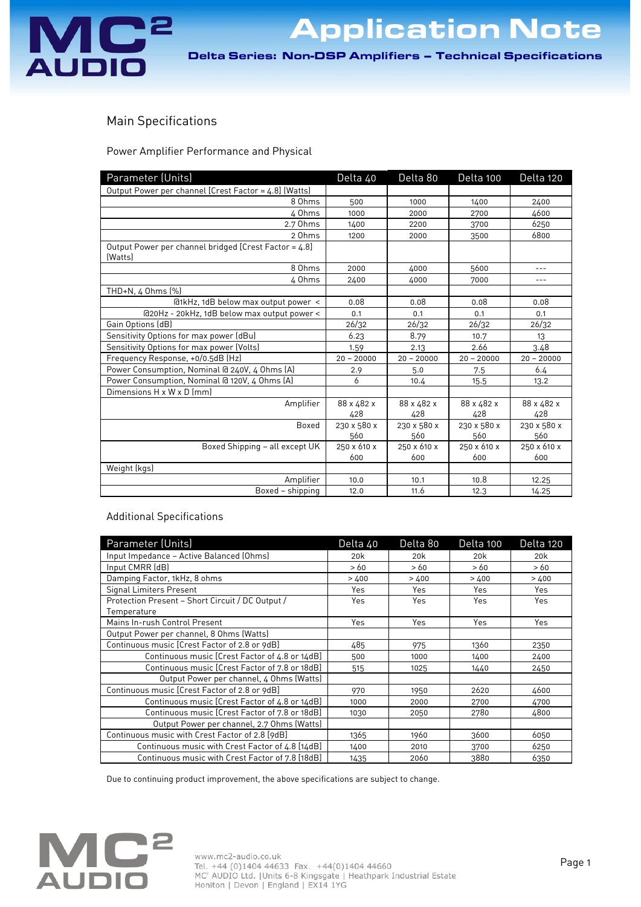# Application Note

**Delta Series: Non-DSP Amplifiers – Technical Specifications**

## Main Specifications

### Power Amplifier Performance and Physical

| Parameter (Units) | Delta 40 | Delta 80 | Delta 100 | Delta 120 |
|---|---|---|---|---|
| Output Power per channel [Crest Factor = 4.8] (Watts) | | | | |
| 8 Ohms | 500 | 1000 | 1400 | 2400 |
| 4 Ohms | 1000 | 2000 | 2700 | 4600 |
| 2.7 Ohms | 1400 | 2200 | 3700 | 6250 |
| 2 Ohms | 1200 | 2000 | 3500 | 6800 |
| Output Power per channel bridged [Crest Factor = 4.8] (Watts) | | | | |
| 8 Ohms | 2000 | 4000 | 5600 | --- |
| 4 Ohms | 2400 | 4000 | 7000 | --- |
| THD+N, 4 Ohms (%) | | | | |
| @1kHz, 1dB below max output power < | 0.08 | 0.08 | 0.08 | 0.08 |
| @20Hz - 20kHz, 1dB below max output power < | 0.1 | 0.1 | 0.1 | 0.1 |
| Gain Options (dB) | 26/32 | 26/32 | 26/32 | 26/32 |
| Sensitivity Options for max power (dBu) | 6.23 | 8.79 | 10.7 | 13 |
| Sensitivity Options for max power (Volts) | 1.59 | 2.13 | 2.66 | 3.48 |
| Frequency Response, +0/0.5dB (Hz) | 20 – 20000 | 20 – 20000 | 20 – 20000 | 20 – 20000 |
| Power Consumption, Nominal @ 240V, 4 Ohms (A) | 2.9 | 5.0 | 7.5 | 6.4 |
| Power Consumption, Nominal @ 120V, 4 Ohms (A) | 6 | 10.4 | 15.5 | 13.2 |
| Dimensions H x W x D (mm) | | | | |
| Amplifier | 88 x 482 x 428 | 88 x 482 x 428 | 88 x 482 x 428 | 88 x 482 x 428 |
| Boxed | 230 x 580 x 560 | 230 x 580 x 560 | 230 x 580 x 560 | 230 x 580 x 560 |
| Boxed Shipping – all except UK | 250 x 610 x 600 | 250 x 610 x 600 | 250 x 610 x 600 | 250 x 610 x 600 |
| Weight (kgs) | | | | |
| Amplifier | 10.0 | 10.1 | 10.8 | 12.25 |
| Boxed – shipping | 12.0 | 11.6 | 12.3 | 14.25 |

### Additional Specifications

| Parameter (Units) | Delta 40 | Delta 80 | Delta 100 | Delta 120 |
|---|---|---|---|---|
| Input Impedance – Active Balanced (Ohms) | 20k | 20k | 20k | 20k |
| Input CMRR (dB) | > 60 | > 60 | > 60 | > 60 |
| Damping Factor, 1kHz, 8 ohms | > 400 | > 400 | > 400 | > 400 |
| Signal Limiters Present | Yes | Yes | Yes | Yes |
| Protection Present – Short Circuit / DC Output / Temperature | Yes | Yes | Yes | Yes |
| Mains In-rush Control Present | Yes | Yes | Yes | Yes |
| Output Power per channel, 8 Ohms (Watts) | | | | |
| Continuous music [Crest Factor of 2.8 or 9dB] | 485 | 975 | 1360 | 2350 |
| Continuous music [Crest Factor of 4.8 or 14dB] | 500 | 1000 | 1400 | 2400 |
| Continuous music [Crest Factor of 7.8 or 18dB] | 515 | 1025 | 1440 | 2450 |
| Output Power per channel, 4 Ohms (Watts) | | | | |
| Continuous music [Crest Factor of 2.8 or 9dB] | 970 | 1950 | 2620 | 4600 |
| Continuous music [Crest Factor of 4.8 or 14dB] | 1000 | 2000 | 2700 | 4700 |
| Continuous music [Crest Factor of 7.8 or 18dB] | 1030 | 2050 | 2780 | 4800 |
| Output Power per channel, 2.7 Ohms (Watts) | | | | |
| Continuous music with Crest Factor of 2.8 [9dB] | 1365 | 1960 | 3600 | 6050 |
| Continuous music with Crest Factor of 4.8 [14dB] | 1400 | 2010 | 3700 | 6250 |
| Continuous music with Crest Factor of 7.8 [18dB] | 1435 | 2060 | 3880 | 6350 |

Due to continuing product improvement, the above specifications are subject to change.

www.mc2-audio.co.uk
Tel. +44 (0)1404 44633 Fax. +44(0)1404 44660
MC² AUDIO Ltd. |Units 6-8 Kingsgate | Heathpark Industrial Estate
Honiton | Devon | England | EX14 1YG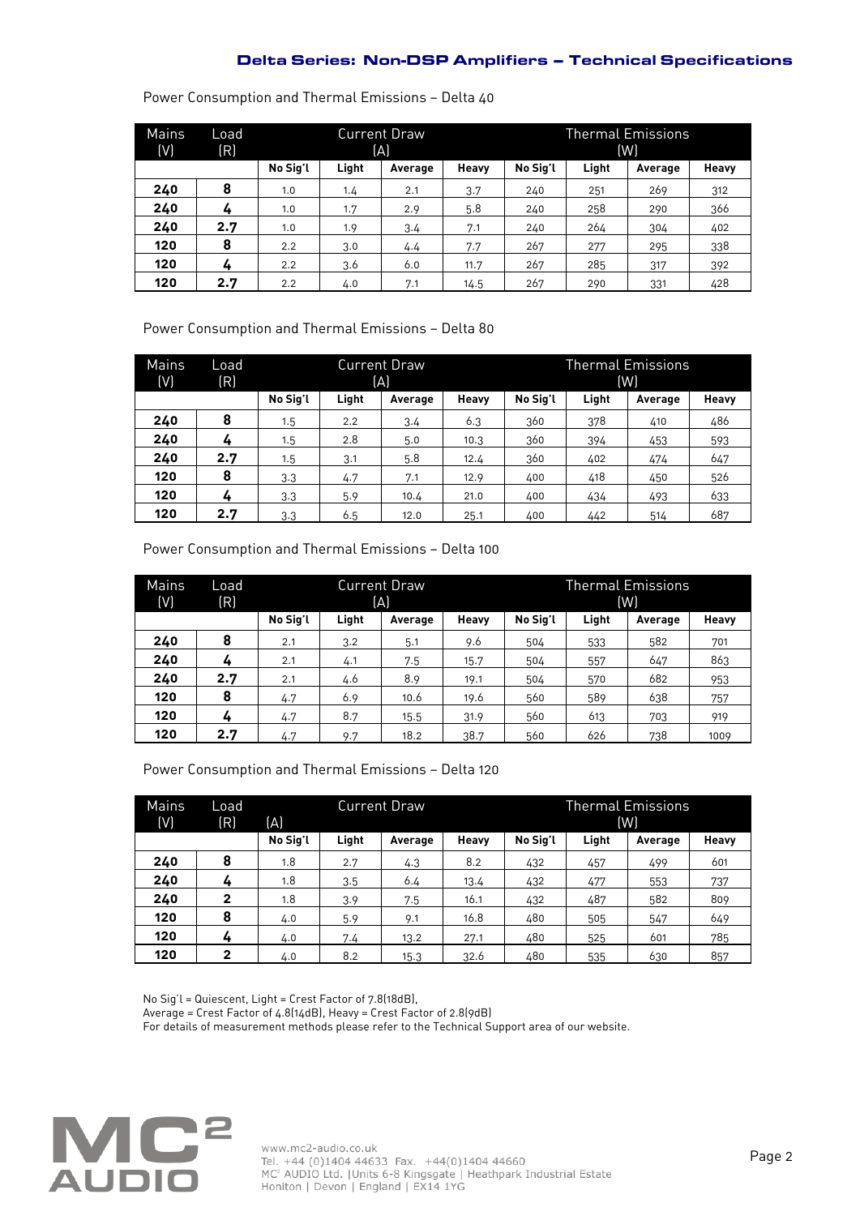Power Consumption and Thermal Emissions – Delta 40

| Mains (V) | Load (R) | Current Draw (A) | | | | Thermal Emissions (W) | | | |
|---|---|---|---|---|---|---|---|---|---|
| | | No Sig'l | Light | Average | Heavy | No Sig'l | Light | Average | Heavy |
| 240 | 8 | 1.0 | 1.4 | 2.1 | 3.7 | 240 | 251 | 269 | 312 |
| 240 | 4 | 1.0 | 1.7 | 2.9 | 5.8 | 240 | 258 | 290 | 366 |
| 240 | 2.7 | 1.0 | 1.9 | 3.4 | 7.1 | 240 | 264 | 304 | 402 |
| 120 | 8 | 2.2 | 3.0 | 4.4 | 7.7 | 267 | 277 | 295 | 338 |
| 120 | 4 | 2.2 | 3.6 | 6.0 | 11.7 | 267 | 285 | 317 | 392 |
| 120 | 2.7 | 2.2 | 4.0 | 7.1 | 14.5 | 267 | 290 | 331 | 428 |

Power Consumption and Thermal Emissions – Delta 80

| Mains (V) | Load (R) | Current Draw (A) | | | | Thermal Emissions (W) | | | |
|---|---|---|---|---|---|---|---|---|---|
| | | No Sig'l | Light | Average | Heavy | No Sig'l | Light | Average | Heavy |
| 240 | 8 | 1.5 | 2.2 | 3.4 | 6.3 | 360 | 378 | 410 | 486 |
| 240 | 4 | 1.5 | 2.8 | 5.0 | 10.3 | 360 | 394 | 453 | 593 |
| 240 | 2.7 | 1.5 | 3.1 | 5.8 | 12.4 | 360 | 402 | 474 | 647 |
| 120 | 8 | 3.3 | 4.7 | 7.1 | 12.9 | 400 | 418 | 450 | 526 |
| 120 | 4 | 3.3 | 5.9 | 10.4 | 21.0 | 400 | 434 | 493 | 633 |
| 120 | 2.7 | 3.3 | 6.5 | 12.0 | 25.1 | 400 | 442 | 514 | 687 |

Power Consumption and Thermal Emissions – Delta 100

| Mains (V) | Load (R) | Current Draw (A) | | | | Thermal Emissions (W) | | | |
|---|---|---|---|---|---|---|---|---|---|
| | | No Sig'l | Light | Average | Heavy | No Sig'l | Light | Average | Heavy |
| 240 | 8 | 2.1 | 3.2 | 5.1 | 9.6 | 504 | 533 | 582 | 701 |
| 240 | 4 | 2.1 | 4.1 | 7.5 | 15.7 | 504 | 557 | 647 | 863 |
| 240 | 2.7 | 2.1 | 4.6 | 8.9 | 19.1 | 504 | 570 | 682 | 953 |
| 120 | 8 | 4.7 | 6.9 | 10.6 | 19.6 | 560 | 589 | 638 | 757 |
| 120 | 4 | 4.7 | 8.7 | 15.5 | 31.9 | 560 | 613 | 703 | 919 |
| 120 | 2.7 | 4.7 | 9.7 | 18.2 | 38.7 | 560 | 626 | 738 | 1009 |

Power Consumption and Thermal Emissions – Delta 120

| Mains (V) | Load (R) | Current Draw (A) | | | | Thermal Emissions (W) | | | |
|---|---|---|---|---|---|---|---|---|---|
| | | No Sig'l | Light | Average | Heavy | No Sig'l | Light | Average | Heavy |
| 240 | 8 | 1.8 | 2.7 | 4.3 | 8.2 | 432 | 457 | 499 | 601 |
| 240 | 4 | 1.8 | 3.5 | 6.4 | 13.4 | 432 | 477 | 553 | 737 |
| 240 | 2 | 1.8 | 3.9 | 7.5 | 16.1 | 432 | 487 | 582 | 809 |
| 120 | 8 | 4.0 | 5.9 | 9.1 | 16.8 | 480 | 505 | 547 | 649 |
| 120 | 4 | 4.0 | 7.4 | 13.2 | 27.1 | 480 | 525 | 601 | 785 |
| 120 | 2 | 4.0 | 8.2 | 15.3 | 32.6 | 480 | 535 | 630 | 857 |

No Sig'l = Quiescent, Light = Crest Factor of 7.8(18dB),
Average = Crest Factor of 4.8(14dB), Heavy = Crest Factor of 2.8(9dB)
For details of measurement methods please refer to the Technical Support area of our website.

MC² AUDIO

www.mc2-audio.co.uk
Tel. +44 (0)1404 44633 Fax. +44(0)1404 44660
MC² AUDIO Ltd. |Units 6-8 Kingsgate | Heathpark Industrial Estate
Honiton | Devon | England | EX14 1YG